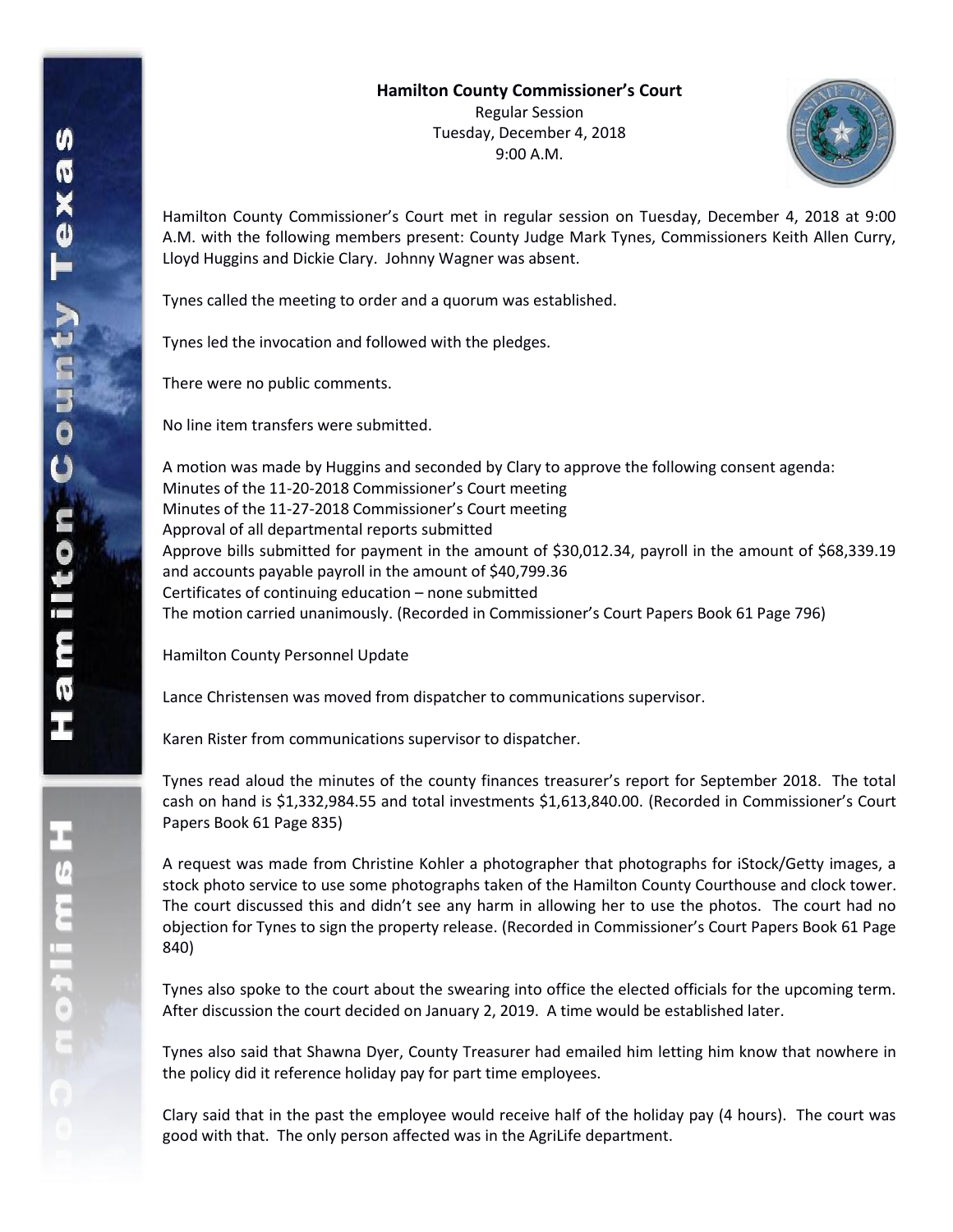**Hamilton County Commissioner's Court**

Regular Session
Tuesday, December 4, 2018
9:00 A.M.

Hamilton County Commissioner's Court met in regular session on Tuesday, December 4, 2018 at 9:00 A.M. with the following members present: County Judge Mark Tynes, Commissioners Keith Allen Curry, Lloyd Huggins and Dickie Clary. Johnny Wagner was absent.

Tynes called the meeting to order and a quorum was established.

Tynes led the invocation and followed with the pledges.

There were no public comments.

No line item transfers were submitted.

A motion was made by Huggins and seconded by Clary to approve the following consent agenda:
Minutes of the 11-20-2018 Commissioner's Court meeting
Minutes of the 11-27-2018 Commissioner's Court meeting
Approval of all departmental reports submitted
Approve bills submitted for payment in the amount of $30,012.34, payroll in the amount of $68,339.19 and accounts payable payroll in the amount of $40,799.36
Certificates of continuing education – none submitted
The motion carried unanimously. (Recorded in Commissioner's Court Papers Book 61 Page 796)

Hamilton County Personnel Update

Lance Christensen was moved from dispatcher to communications supervisor.

Karen Rister from communications supervisor to dispatcher.

Tynes read aloud the minutes of the county finances treasurer's report for September 2018. The total cash on hand is $1,332,984.55 and total investments $1,613,840.00. (Recorded in Commissioner's Court Papers Book 61 Page 835)

A request was made from Christine Kohler a photographer that photographs for iStock/Getty images, a stock photo service to use some photographs taken of the Hamilton County Courthouse and clock tower. The court discussed this and didn't see any harm in allowing her to use the photos. The court had no objection for Tynes to sign the property release. (Recorded in Commissioner's Court Papers Book 61 Page 840)

Tynes also spoke to the court about the swearing into office the elected officials for the upcoming term. After discussion the court decided on January 2, 2019. A time would be established later.

Tynes also said that Shawna Dyer, County Treasurer had emailed him letting him know that nowhere in the policy did it reference holiday pay for part time employees.

Clary said that in the past the employee would receive half of the holiday pay (4 hours). The court was good with that. The only person affected was in the AgriLife department.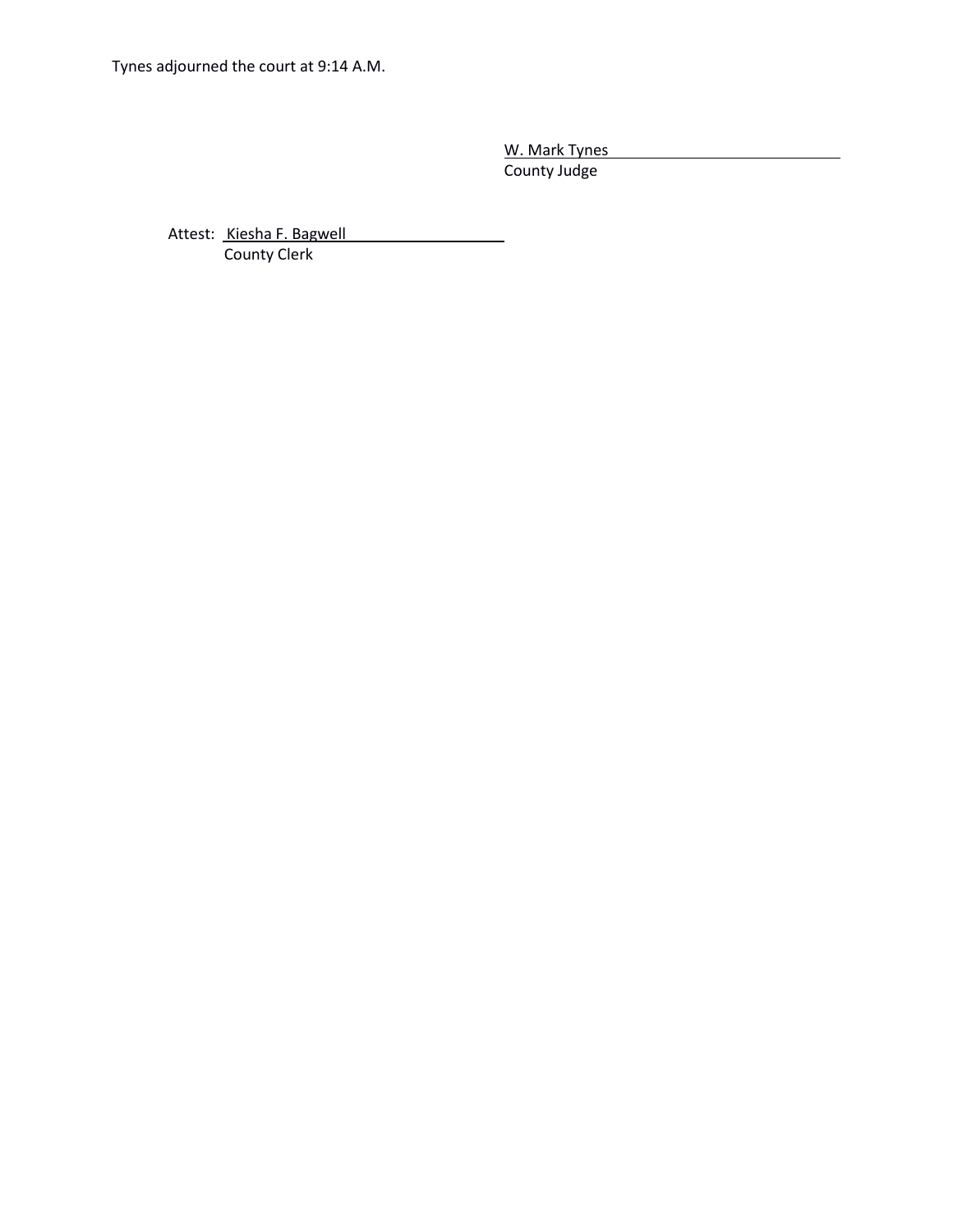Tynes adjourned the court at 9:14 A.M.

W. Mark Tynes
County Judge

Attest: Kiesha F. Bagwell
County Clerk